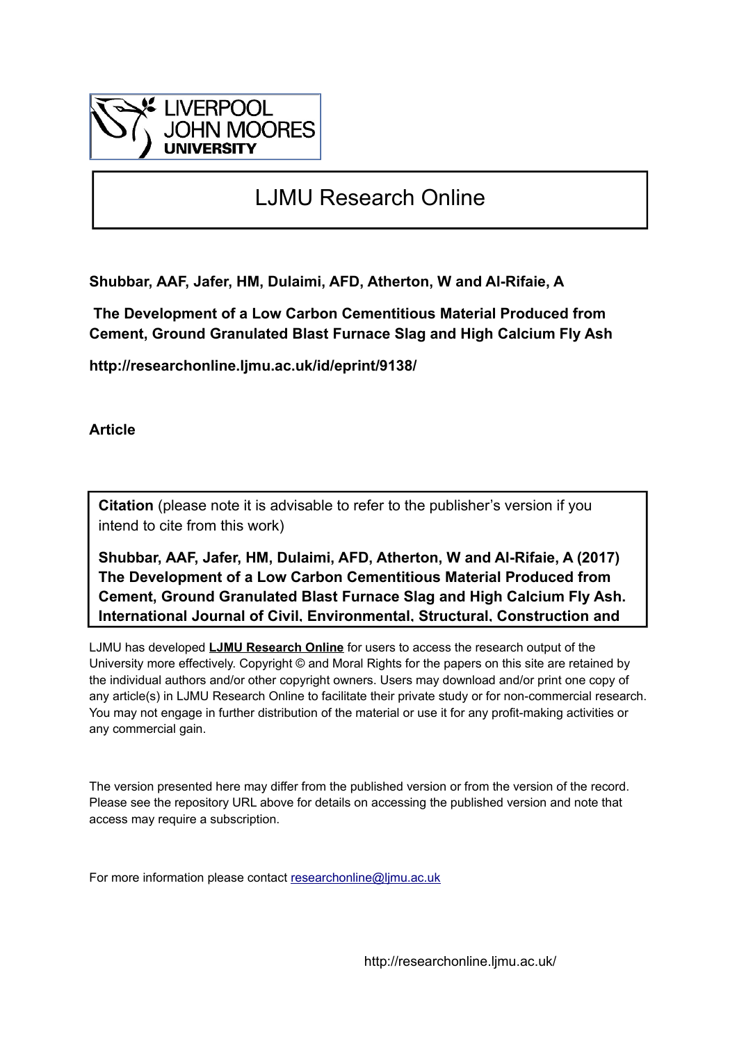LIVERPOOL JOHN MOORES UNIVERSITY

# LJMU Research Online

**Shubbar, AAF, Jafer, HM, Dulaimi, AFD, Atherton, W and Al-Rifaie, A**

**The Development of a Low Carbon Cementitious Material Produced from Cement, Ground Granulated Blast Furnace Slag and High Calcium Fly Ash**

**http://researchonline.ljmu.ac.uk/id/eprint/9138/**

**Article**

**Citation** (please note it is advisable to refer to the publisher's version if you intend to cite from this work)

**Shubbar, AAF, Jafer, HM, Dulaimi, AFD, Atherton, W and Al-Rifaie, A (2017) The Development of a Low Carbon Cementitious Material Produced from Cement, Ground Granulated Blast Furnace Slag and High Calcium Fly Ash. International Journal of Civil, Environmental, Structural, Construction and**

LJMU has developed **LJMU Research Online** for users to access the research output of the University more effectively. Copyright © and Moral Rights for the papers on this site are retained by the individual authors and/or other copyright owners. Users may download and/or print one copy of any article(s) in LJMU Research Online to facilitate their private study or for non-commercial research. You may not engage in further distribution of the material or use it for any profit-making activities or any commercial gain.

The version presented here may differ from the published version or from the version of the record. Please see the repository URL above for details on accessing the published version and note that access may require a subscription.

For more information please contact researchonline@ljmu.ac.uk

http://researchonline.ljmu.ac.uk/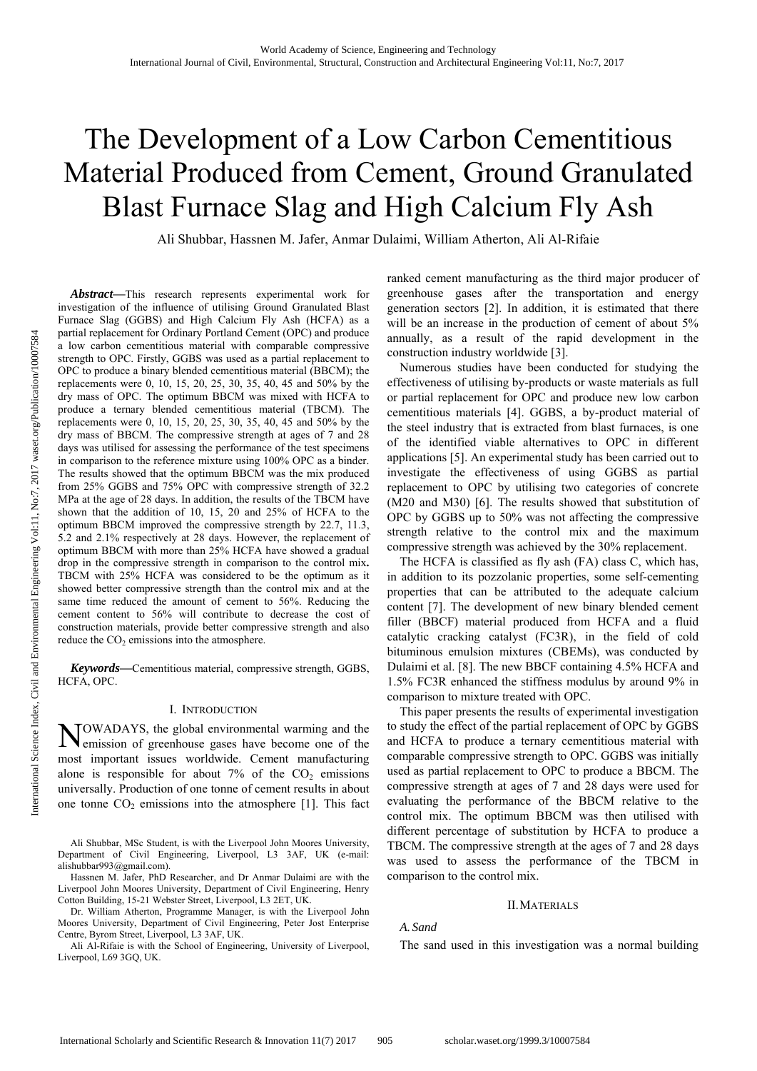# The Development of a Low Carbon Cementitious Material Produced from Cement, Ground Granulated Blast Furnace Slag and High Calcium Fly Ash

Ali Shubbar, Hassnen M. Jafer, Anmar Dulaimi, William Atherton, Ali Al-Rifaie

***Abstract*—**This research represents experimental work for investigation of the influence of utilising Ground Granulated Blast Furnace Slag (GGBS) and High Calcium Fly Ash (HCFA) as a partial replacement for Ordinary Portland Cement (OPC) and produce a low carbon cementitious material with comparable compressive strength to OPC. Firstly, GGBS was used as a partial replacement to OPC to produce a binary blended cementitious material (BBCM); the replacements were 0, 10, 15, 20, 25, 30, 35, 40, 45 and 50% by the dry mass of OPC. The optimum BBCM was mixed with HCFA to produce a ternary blended cementitious material (TBCM). The replacements were 0, 10, 15, 20, 25, 30, 35, 40, 45 and 50% by the dry mass of BBCM. The compressive strength at ages of 7 and 28 days was utilised for assessing the performance of the test specimens in comparison to the reference mixture using 100% OPC as a binder. The results showed that the optimum BBCM was the mix produced from 25% GGBS and 75% OPC with compressive strength of 32.2 MPa at the age of 28 days. In addition, the results of the TBCM have shown that the addition of 10, 15, 20 and 25% of HCFA to the optimum BBCM improved the compressive strength by 22.7, 11.3, 5.2 and 2.1% respectively at 28 days. However, the replacement of optimum BBCM with more than 25% HCFA have showed a gradual drop in the compressive strength in comparison to the control mix**.** TBCM with 25% HCFA was considered to be the optimum as it showed better compressive strength than the control mix and at the same time reduced the amount of cement to 56%. Reducing the cement content to 56% will contribute to decrease the cost of construction materials, provide better compressive strength and also reduce the $CO_2$ emissions into the atmosphere.

***Keywords*—**Cementitious material, compressive strength, GGBS, HCFA, OPC.

## I. Introduction

Nowadays, the global environmental warming and the emission of greenhouse gases have become one of the most important issues worldwide. Cement manufacturing alone is responsible for about 7% of the $CO_2$ emissions universally. Production of one tonne of cement results in about one tonne $CO_2$ emissions into the atmosphere [1]. This fact ranked cement manufacturing as the third major producer of greenhouse gases after the transportation and energy generation sectors [2]. In addition, it is estimated that there will be an increase in the production of cement of about 5% annually, as a result of the rapid development in the construction industry worldwide [3].

Numerous studies have been conducted for studying the effectiveness of utilising by-products or waste materials as full or partial replacement for OPC and produce new low carbon cementitious materials [4]. GGBS, a by-product material of the steel industry that is extracted from blast furnaces, is one of the identified viable alternatives to OPC in different applications [5]. An experimental study has been carried out to investigate the effectiveness of using GGBS as partial replacement to OPC by utilising two categories of concrete (M20 and M30) [6]. The results showed that substitution of OPC by GGBS up to 50% was not affecting the compressive strength relative to the control mix and the maximum compressive strength was achieved by the 30% replacement.

The HCFA is classified as fly ash (FA) class C, which has, in addition to its pozzolanic properties, some self-cementing properties that can be attributed to the adequate calcium content [7]. The development of new binary blended cement filler (BBCF) material produced from HCFA and a fluid catalytic cracking catalyst (FC3R), in the field of cold bituminous emulsion mixtures (CBEMs), was conducted by Dulaimi et al. [8]. The new BBCF containing 4.5% HCFA and 1.5% FC3R enhanced the stiffness modulus by around 9% in comparison to mixture treated with OPC.

This paper presents the results of experimental investigation to study the effect of the partial replacement of OPC by GGBS and HCFA to produce a ternary cementitious material with comparable compressive strength to OPC. GGBS was initially used as partial replacement to OPC to produce a BBCM. The compressive strength at ages of 7 and 28 days were used for evaluating the performance of the BBCM relative to the control mix. The optimum BBCM was then utilised with different percentage of substitution by HCFA to produce a TBCM. The compressive strength at the ages of 7 and 28 days was used to assess the performance of the TBCM in comparison to the control mix.

## II. Materials

### A. Sand

The sand used in this investigation was a normal building

Ali Shubbar, MSc Student, is with the Liverpool John Moores University, Department of Civil Engineering, Liverpool, L3 3AF, UK (e-mail: alishubbar993@gmail.com).

Hassnen M. Jafer, PhD Researcher, and Dr Anmar Dulaimi are with the Liverpool John Moores University, Department of Civil Engineering, Henry Cotton Building, 15-21 Webster Street, Liverpool, L3 2ET, UK.

Dr. William Atherton, Programme Manager, is with the Liverpool John Moores University, Department of Civil Engineering, Peter Jost Enterprise Centre, Byrom Street, Liverpool, L3 3AF, UK.

Ali Al-Rifaie is with the School of Engineering, University of Liverpool, Liverpool, L69 3GQ, UK.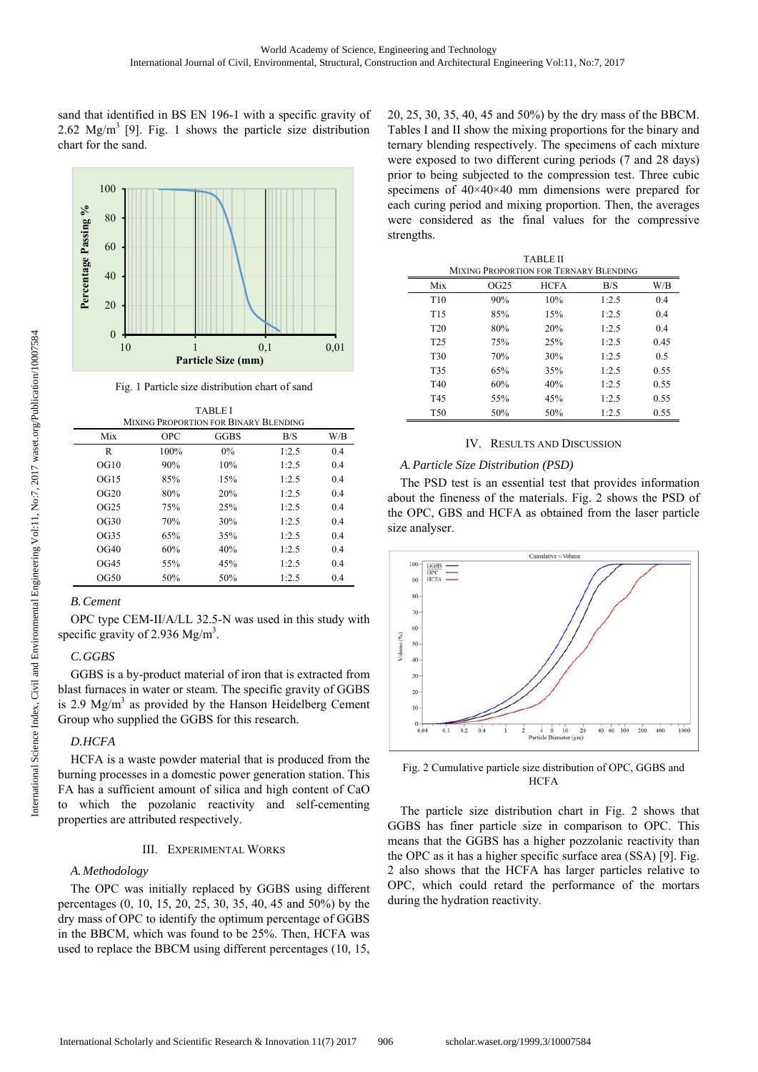sand that identified in BS EN 196-1 with a specific gravity of 2.62 Mg/m$^3$ [9]. Fig. 1 shows the particle size distribution chart for the sand.

Fig. 1 Particle size distribution chart of sand

TABLE I
MIXING PROPORTION FOR BINARY BLENDING

| Mix | OPC | GGBS | B/S | W/B |
|---|---|---|---|---|
| R | 100% | 0% | 1:2.5 | 0.4 |
| OG10 | 90% | 10% | 1:2.5 | 0.4 |
| OG15 | 85% | 15% | 1:2.5 | 0.4 |
| OG20 | 80% | 20% | 1:2.5 | 0.4 |
| OG25 | 75% | 25% | 1:2.5 | 0.4 |
| OG30 | 70% | 30% | 1:2.5 | 0.4 |
| OG35 | 65% | 35% | 1:2.5 | 0.4 |
| OG40 | 60% | 40% | 1:2.5 | 0.4 |
| OG45 | 55% | 45% | 1:2.5 | 0.4 |
| OG50 | 50% | 50% | 1:2.5 | 0.4 |

### B. Cement

OPC type CEM-II/A/LL 32.5-N was used in this study with specific gravity of 2.936 Mg/m$^3$.

### C. GGBS

GGBS is a by-product material of iron that is extracted from blast furnaces in water or steam. The specific gravity of GGBS is 2.9 Mg/m$^3$ as provided by the Hanson Heidelberg Cement Group who supplied the GGBS for this research.

### D. HCFA

HCFA is a waste powder material that is produced from the burning processes in a domestic power generation station. This FA has a sufficient amount of silica and high content of CaO to which the pozolanic reactivity and self-cementing properties are attributed respectively.

## III. Experimental Works

### A. Methodology

The OPC was initially replaced by GGBS using different percentages (0, 10, 15, 20, 25, 30, 35, 40, 45 and 50%) by the dry mass of OPC to identify the optimum percentage of GGBS in the BBCM, which was found to be 25%. Then, HCFA was used to replace the BBCM using different percentages (10, 15, 20, 25, 30, 35, 40, 45 and 50%) by the dry mass of the BBCM. Tables I and II show the mixing proportions for the binary and ternary blending respectively. The specimens of each mixture were exposed to two different curing periods (7 and 28 days) prior to being subjected to the compression test. Three cubic specimens of 40×40×40 mm dimensions were prepared for each curing period and mixing proportion. Then, the averages were considered as the final values for the compressive strengths.

TABLE II
MIXING PROPORTION FOR TERNARY BLENDING

| Mix | OG25 | HCFA | B/S | W/B |
|---|---|---|---|---|
| T10 | 90% | 10% | 1:2.5 | 0.4 |
| T15 | 85% | 15% | 1:2.5 | 0.4 |
| T20 | 80% | 20% | 1:2.5 | 0.4 |
| T25 | 75% | 25% | 1:2.5 | 0.45 |
| T30 | 70% | 30% | 1:2.5 | 0.5 |
| T35 | 65% | 35% | 1:2.5 | 0.55 |
| T40 | 60% | 40% | 1:2.5 | 0.55 |
| T45 | 55% | 45% | 1:2.5 | 0.55 |
| T50 | 50% | 50% | 1:2.5 | 0.55 |

## IV. Results and Discussion

### A. Particle Size Distribution (PSD)

The PSD test is an essential test that provides information about the fineness of the materials. Fig. 2 shows the PSD of the OPC, GBS and HCFA as obtained from the laser particle size analyser.

Fig. 2 Cumulative particle size distribution of OPC, GGBS and HCFA

The particle size distribution chart in Fig. 2 shows that GGBS has finer particle size in comparison to OPC. This means that the GGBS has a higher pozzolanic reactivity than the OPC as it has a higher specific surface area (SSA) [9]. Fig. 2 also shows that the HCFA has larger particles relative to OPC, which could retard the performance of the mortars during the hydration reactivity.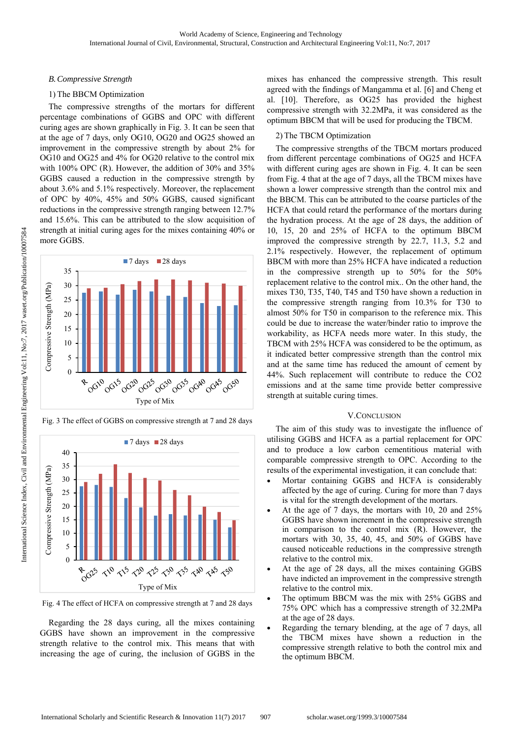### *B. Compressive Strength*

1) The BBCM Optimization

The compressive strengths of the mortars for different percentage combinations of GGBS and OPC with different curing ages are shown graphically in Fig. 3. It can be seen that at the age of 7 days, only OG10, OG20 and OG25 showed an improvement in the compressive strength by about 2% for OG10 and OG25 and 4% for OG20 relative to the control mix with 100% OPC (R). However, the addition of 30% and 35% GGBS caused a reduction in the compressive strength by about 3.6% and 5.1% respectively. Moreover, the replacement of OPC by 40%, 45% and 50% GGBS, caused significant reductions in the compressive strength ranging between 12.7% and 15.6%. This can be attributed to the slow acquisition of strength at initial curing ages for the mixes containing 40% or more GGBS.

Fig. 3 The effect of GGBS on compressive strength at 7 and 28 days

Fig. 4 The effect of HCFA on compressive strength at 7 and 28 days

Regarding the 28 days curing, all the mixes containing GGBS have shown an improvement in the compressive strength relative to the control mix. This means that with increasing the age of curing, the inclusion of GGBS in the mixes has enhanced the compressive strength. This result agreed with the findings of Mangamma et al. [6] and Cheng et al. [10]. Therefore, as OG25 has provided the highest compressive strength with 32.2MPa, it was considered as the optimum BBCM that will be used for producing the TBCM.

2) The TBCM Optimization

The compressive strengths of the TBCM mortars produced from different percentage combinations of OG25 and HCFA with different curing ages are shown in Fig. 4. It can be seen from Fig. 4 that at the age of 7 days, all the TBCM mixes have shown a lower compressive strength than the control mix and the BBCM. This can be attributed to the coarse particles of the HCFA that could retard the performance of the mortars during the hydration process. At the age of 28 days, the addition of 10, 15, 20 and 25% of HCFA to the optimum BBCM improved the compressive strength by 22.7, 11.3, 5.2 and 2.1% respectively. However, the replacement of optimum BBCM with more than 25% HCFA have indicated a reduction in the compressive strength up to 50% for the 50% replacement relative to the control mix.. On the other hand, the mixes T30, T35, T40, T45 and T50 have shown a reduction in the compressive strength ranging from 10.3% for T30 to almost 50% for T50 in comparison to the reference mix. This could be due to increase the water/binder ratio to improve the workability, as HCFA needs more water. In this study, the TBCM with 25% HCFA was considered to be the optimum, as it indicated better compressive strength than the control mix and at the same time has reduced the amount of cement by 44%. Such replacement will contribute to reduce the CO2 emissions and at the same time provide better compressive strength at suitable curing times.

## V. Conclusion

The aim of this study was to investigate the influence of utilising GGBS and HCFA as a partial replacement for OPC and to produce a low carbon cementitious material with comparable compressive strength to OPC. According to the results of the experimental investigation, it can conclude that:

- Mortar containing GGBS and HCFA is considerably affected by the age of curing. Curing for more than 7 days is vital for the strength development of the mortars.
- At the age of 7 days, the mortars with 10, 20 and 25% GGBS have shown increment in the compressive strength in comparison to the control mix (R). However, the mortars with 30, 35, 40, 45, and 50% of GGBS have caused noticeable reductions in the compressive strength relative to the control mix.
- At the age of 28 days, all the mixes containing GGBS have indicted an improvement in the compressive strength relative to the control mix.
- The optimum BBCM was the mix with 25% GGBS and 75% OPC which has a compressive strength of 32.2MPa at the age of 28 days.
- Regarding the ternary blending, at the age of 7 days, all the TBCM mixes have shown a reduction in the compressive strength relative to both the control mix and the optimum BBCM.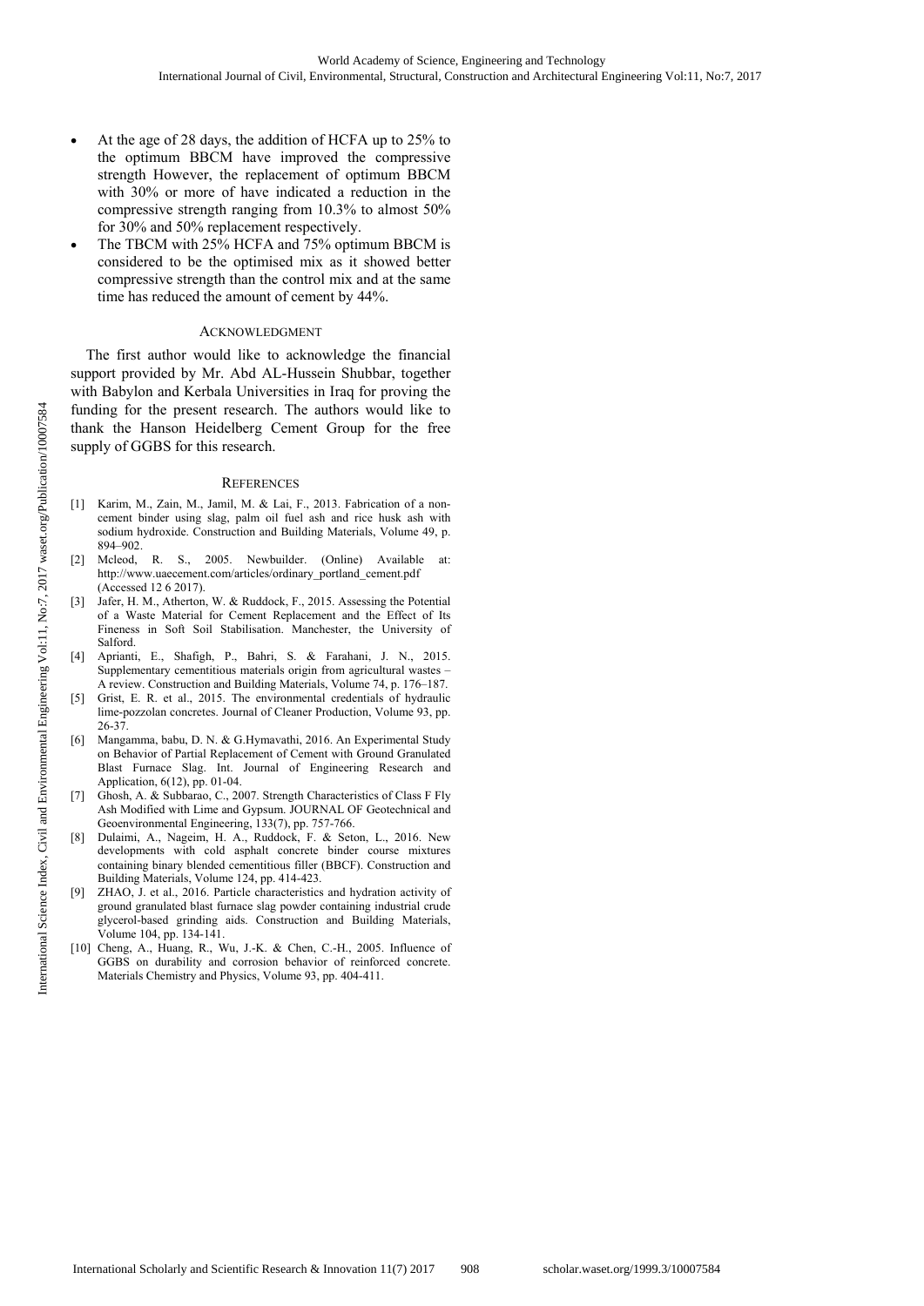- At the age of 28 days, the addition of HCFA up to 25% to the optimum BBCM have improved the compressive strength However, the replacement of optimum BBCM with 30% or more of have indicated a reduction in the compressive strength ranging from 10.3% to almost 50% for 30% and 50% replacement respectively.
- The TBCM with 25% HCFA and 75% optimum BBCM is considered to be the optimised mix as it showed better compressive strength than the control mix and at the same time has reduced the amount of cement by 44%.

## Acknowledgment

The first author would like to acknowledge the financial support provided by Mr. Abd AL-Hussein Shubbar, together with Babylon and Kerbala Universities in Iraq for proving the funding for the present research. The authors would like to thank the Hanson Heidelberg Cement Group for the free supply of GGBS for this research.

## References

[1] Karim, M., Zain, M., Jamil, M. & Lai, F., 2013. Fabrication of a non-cement binder using slag, palm oil fuel ash and rice husk ash with sodium hydroxide. Construction and Building Materials, Volume 49, p. 894–902.

[2] Mcleod, R. S., 2005. Newbuilder. (Online) Available at: http://www.uaecement.com/articles/ordinary_portland_cement.pdf (Accessed 12 6 2017).

[3] Jafer, H. M., Atherton, W. & Ruddock, F., 2015. Assessing the Potential of a Waste Material for Cement Replacement and the Effect of Its Fineness in Soft Soil Stabilisation. Manchester, the University of Salford.

[4] Aprianti, E., Shafigh, P., Bahri, S. & Farahani, J. N., 2015. Supplementary cementitious materials origin from agricultural wastes – A review. Construction and Building Materials, Volume 74, p. 176–187.

[5] Grist, E. R. et al., 2015. The environmental credentials of hydraulic lime-pozzolan concretes. Journal of Cleaner Production, Volume 93, pp. 26-37.

[6] Mangamma, babu, D. N. & G.Hymavathi, 2016. An Experimental Study on Behavior of Partial Replacement of Cement with Ground Granulated Blast Furnace Slag. Int. Journal of Engineering Research and Application, 6(12), pp. 01-04.

[7] Ghosh, A. & Subbarao, C., 2007. Strength Characteristics of Class F Fly Ash Modified with Lime and Gypsum. JOURNAL OF Geotechnical and Geoenvironmental Engineering, 133(7), pp. 757-766.

[8] Dulaimi, A., Nageim, H. A., Ruddock, F. & Seton, L., 2016. New developments with cold asphalt concrete binder course mixtures containing binary blended cementitious filler (BBCF). Construction and Building Materials, Volume 124, pp. 414-423.

[9] ZHAO, J. et al., 2016. Particle characteristics and hydration activity of ground granulated blast furnace slag powder containing industrial crude glycerol-based grinding aids. Construction and Building Materials, Volume 104, pp. 134-141.

[10] Cheng, A., Huang, R., Wu, J.-K. & Chen, C.-H., 2005. Influence of GGBS on durability and corrosion behavior of reinforced concrete. Materials Chemistry and Physics, Volume 93, pp. 404-411.